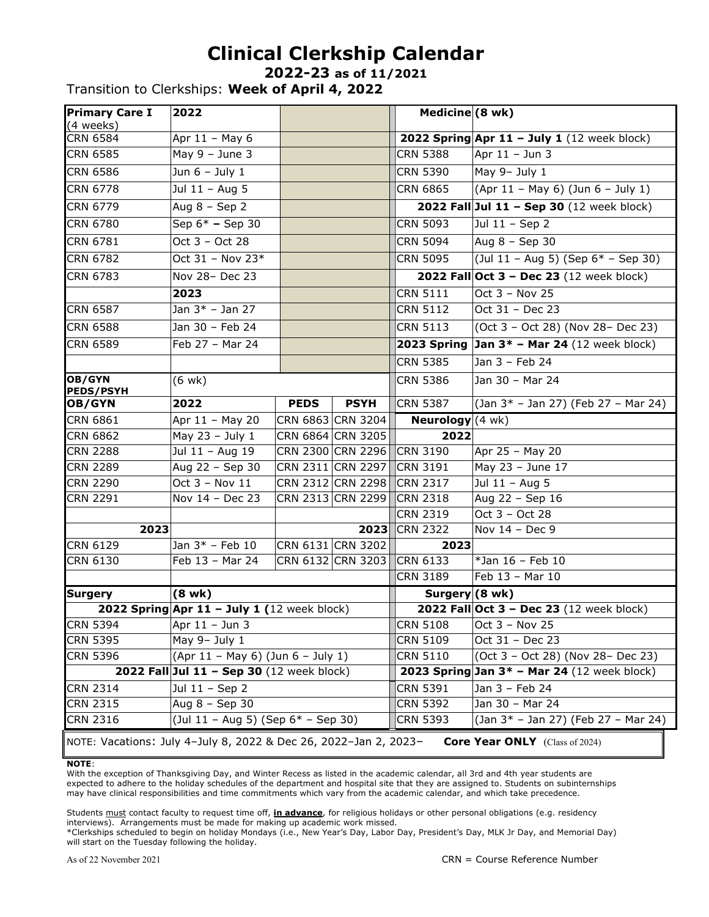# Clinical Clerkship Calendar

**2022-23 as of 11/2021**

Transition to Clerkships: **Week of April 4, 2022**

| **Primary Care I** (4 weeks) | **2022** | | |
|---|---|---|---|
| CRN 6584 | Apr 11 – May 6 | | |
| CRN 6585 | May 9 – June 3 | | |
| CRN 6586 | Jun 6 – July 1 | | |
| CRN 6778 | Jul 11 – Aug 5 | | |
| CRN 6779 | Aug 8 – Sep 2 | | |
| CRN 6780 | Sep 6* **–** Sep 30 | | |
| CRN 6781 | Oct 3 – Oct 28 | | |
| CRN 6782 | Oct 31 – Nov 23* | | |
| CRN 6783 | Nov 28– Dec 23 | | |
| | **2023** | | |
| CRN 6587 | Jan 3* – Jan 27 | | |
| CRN 6588 | Jan 30 – Feb 24 | | |
| CRN 6589 | Feb 27 – Mar 24 | | |
| | | | |
| **OB/GYN PEDS/PSYH** | (6 wk) | | |
| **OB/GYN** | **2022** | **PEDS** | **PSYH** |
| CRN 6861 | Apr 11 – May 20 | CRN 6863 | CRN 3204 |
| CRN 6862 | May 23 – July 1 | CRN 6864 | CRN 3205 |
| CRN 2288 | Jul 11 – Aug 19 | CRN 2300 | CRN 2296 |
| CRN 2289 | Aug 22 – Sep 30 | CRN 2311 | CRN 2297 |
| CRN 2290 | Oct 3 – Nov 11 | CRN 2312 | CRN 2298 |
| CRN 2291 | Nov 14 – Dec 23 | CRN 2313 | CRN 2299 |
| | | | |
| **2023** | | | **2023** |
| CRN 6129 | Jan 3* – Feb 10 | CRN 6131 | CRN 3202 |
| CRN 6130 | Feb 13 – Mar 24 | CRN 6132 | CRN 3203 |

| **Medicine** | **(8 wk)** |
|---|---|
| **2022 Spring** | **Apr 11 – July 1** (12 week block) |
| CRN 5388 | Apr 11 – Jun 3 |
| CRN 5390 | May 9– July 1 |
| CRN 6865 | (Apr 11 – May 6) (Jun 6 – July 1) |
| **2022 Fall** | **Jul 11 – Sep 30** (12 week block) |
| CRN 5093 | Jul 11 – Sep 2 |
| CRN 5094 | Aug 8 – Sep 30 |
| CRN 5095 | (Jul 11 – Aug 5) (Sep 6* – Sep 30) |
| **2022 Fall** | **Oct 3 – Dec 23** (12 week block) |
| CRN 5111 | Oct 3 – Nov 25 |
| CRN 5112 | Oct 31 – Dec 23 |
| CRN 5113 | (Oct 3 – Oct 28) (Nov 28– Dec 23) |
| **2023 Spring** | **Jan 3* – Mar 24** (12 week block) |
| CRN 5385 | Jan 3 – Feb 24 |
| CRN 5386 | Jan 30 – Mar 24 |
| CRN 5387 | (Jan 3* – Jan 27) (Feb 27 – Mar 24) |

| **Neurology** | (4 wk) |
|---|---|
| **2022** | |
| CRN 3190 | Apr 25 – May 20 |
| CRN 3191 | May 23 – June 17 |
| CRN 2317 | Jul 11 – Aug 5 |
| CRN 2318 | Aug 22 – Sep 16 |
| CRN 2319 | Oct 3 – Oct 28 |
| CRN 2322 | Nov 14 – Dec 9 |
| **2023** | |
| CRN 6133 | *Jan 16 – Feb 10 |
| CRN 3189 | Feb 13 – Mar 10 |

| **Surgery** | **(8 wk)** |
|---|---|
| **2022 Spring** | **Apr 11 – July 1 (**12 week block) |
| CRN 5394 | Apr 11 – Jun 3 |
| CRN 5395 | May 9– July 1 |
| CRN 5396 | (Apr 11 – May 6) (Jun 6 – July 1) |
| **2022 Fall** | **Jul 11 – Sep 30** (12 week block) |
| CRN 2314 | Jul 11 – Sep 2 |
| CRN 2315 | Aug 8 – Sep 30 |
| CRN 2316 | (Jul 11 – Aug 5) (Sep 6* – Sep 30) |

| **Surgery** | **(8 wk)** |
|---|---|
| **2022 Fall** | **Oct 3 – Dec 23** (12 week block) |
| CRN 5108 | Oct 3 – Nov 25 |
| CRN 5109 | Oct 31 – Dec 23 |
| CRN 5110 | (Oct 3 – Oct 28) (Nov 28– Dec 23) |
| **2023 Spring** | **Jan 3* – Mar 24** (12 week block) |
| CRN 5391 | Jan 3 – Feb 24 |
| CRN 5392 | Jan 30 – Mar 24 |
| CRN 5393 | (Jan 3* – Jan 27) (Feb 27 – Mar 24) |

NOTE: Vacations: July 4–July 8, 2022 & Dec 26, 2022–Jan 2, 2023– **Core Year ONLY** (Class of 2024)

**NOTE**:

With the exception of Thanksgiving Day, and Winter Recess as listed in the academic calendar, all 3rd and 4th year students are expected to adhere to the holiday schedules of the department and hospital site that they are assigned to. Students on subinternships may have clinical responsibilities and time commitments which vary from the academic calendar, and which take precedence.

Students must contact faculty to request time off, **in advance**, for religious holidays or other personal obligations (e.g. residency interviews). Arrangements must be made for making up academic work missed.

*Clerkships scheduled to begin on holiday Mondays (i.e., New Year's Day, Labor Day, President's Day, MLK Jr Day, and Memorial Day) will start on the Tuesday following the holiday.

As of 22 November 2021

CRN = Course Reference Number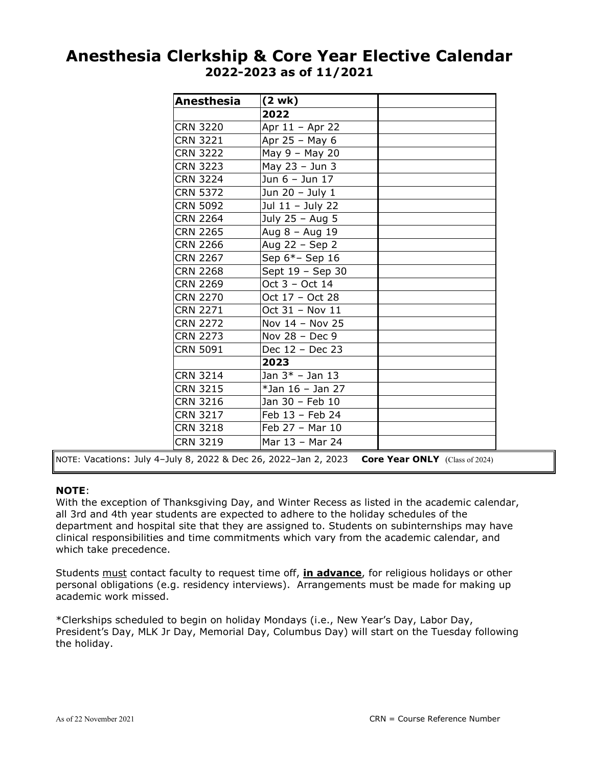# Anesthesia Clerkship & Core Year Elective Calendar

## 2022-2023 as of 11/2021

| **Anesthesia** | **(2 wk)** | |
|---|---|---|
| | **2022** | |
| CRN 3220 | Apr 11 – Apr 22 | |
| CRN 3221 | Apr 25 – May 6 | |
| CRN 3222 | May 9 – May 20 | |
| CRN 3223 | May 23 – Jun 3 | |
| CRN 3224 | Jun 6 – Jun 17 | |
| CRN 5372 | Jun 20 – July 1 | |
| CRN 5092 | Jul 11 – July 22 | |
| CRN 2264 | July 25 – Aug 5 | |
| CRN 2265 | Aug 8 – Aug 19 | |
| CRN 2266 | Aug 22 – Sep 2 | |
| CRN 2267 | Sep 6*– Sep 16 | |
| CRN 2268 | Sept 19 – Sep 30 | |
| CRN 2269 | Oct 3 – Oct 14 | |
| CRN 2270 | Oct 17 – Oct 28 | |
| CRN 2271 | Oct 31 – Nov 11 | |
| CRN 2272 | Nov 14 – Nov 25 | |
| CRN 2273 | Nov 28 – Dec 9 | |
| CRN 5091 | Dec 12 – Dec 23 | |
| | **2023** | |
| CRN 3214 | Jan 3* – Jan 13 | |
| CRN 3215 | *Jan 16 – Jan 27 | |
| CRN 3216 | Jan 30 – Feb 10 | |
| CRN 3217 | Feb 13 – Feb 24 | |
| CRN 3218 | Feb 27 – Mar 10 | |
| CRN 3219 | Mar 13 – Mar 24 | |

NOTE: Vacations: July 4–July 8, 2022 & Dec 26, 2022–Jan 2, 2023 **Core Year ONLY** (Class of 2024)

**NOTE**:
With the exception of Thanksgiving Day, and Winter Recess as listed in the academic calendar, all 3rd and 4th year students are expected to adhere to the holiday schedules of the department and hospital site that they are assigned to. Students on subinternships may have clinical responsibilities and time commitments which vary from the academic calendar, and which take precedence.

Students must contact faculty to request time off, **in advance**, for religious holidays or other personal obligations (e.g. residency interviews). Arrangements must be made for making up academic work missed.

*Clerkships scheduled to begin on holiday Mondays (i.e., New Year's Day, Labor Day, President's Day, MLK Jr Day, Memorial Day, Columbus Day) will start on the Tuesday following the holiday.

As of 22 November 2021

CRN = Course Reference Number